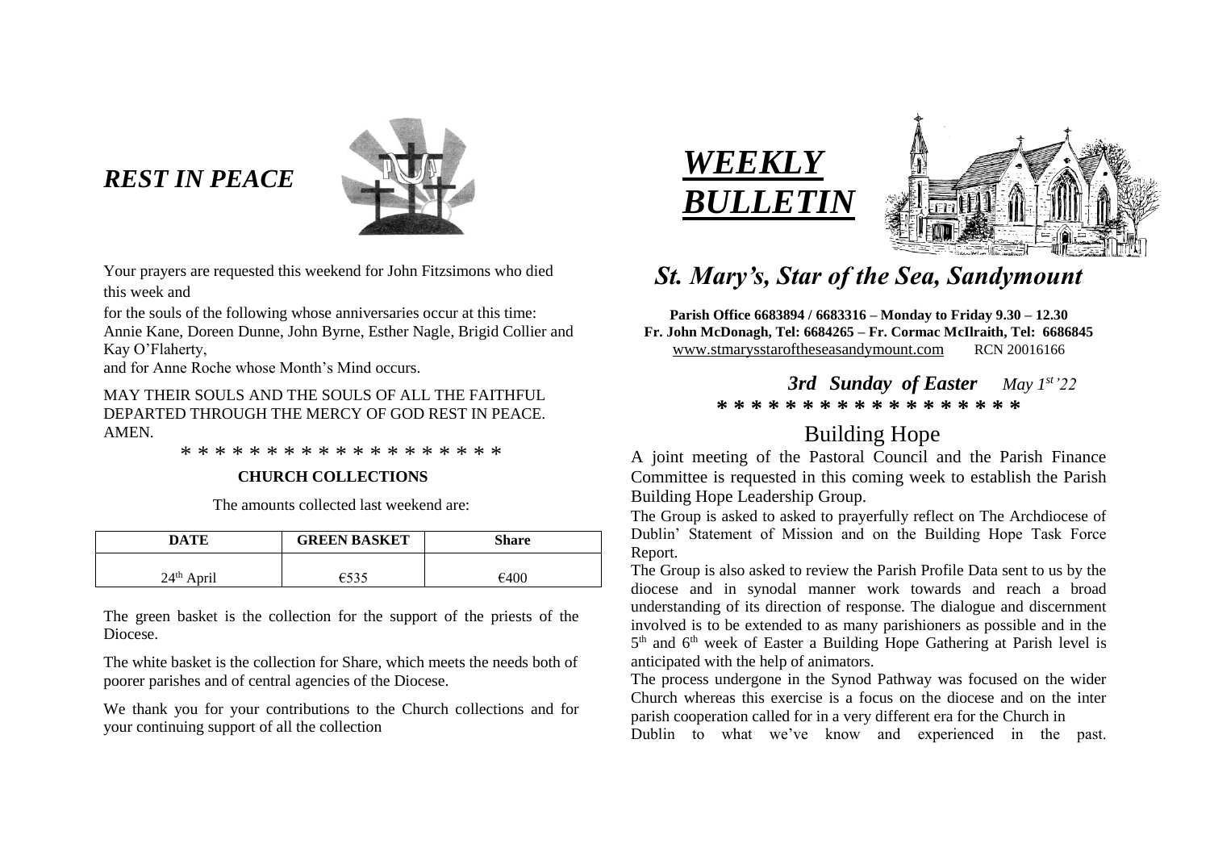## *REST IN PEACE*

Your prayers are requested this weekend for John Fitzsimons who died this week and

for the souls of the following whose anniversaries occur at this time: Annie Kane, Doreen Dunne, John Byrne, Esther Nagle, Brigid Collier and Kay O'Flaherty,

and for Anne Roche whose Month's Mind occurs.

MAY THEIR SOULS AND THE SOULS OF ALL THE FAITHFUL DEPARTED THROUGH THE MERCY OF GOD REST IN PEACE. AMEN.

* * * * * * * * * * * * * * * * * * *

**CHURCH COLLECTIONS**

The amounts collected last weekend are:

| DATE | GREEN BASKET | Share |
|---|---|---|
| 24th April | €535 | €400 |

The green basket is the collection for the support of the priests of the Diocese.

The white basket is the collection for Share, which meets the needs both of poorer parishes and of central agencies of the Diocese.

We thank you for your contributions to the Church collections and for your continuing support of all the collection

# *WEEKLY BULLETIN*

## *St. Mary's, Star of the Sea, Sandymount*

**Parish Office 6683894 / 6683316 – Monday to Friday 9.30 – 12.30**
**Fr. John McDonagh, Tel: 6684265 – Fr. Cormac McIlraith, Tel: 6686845**
www.stmarysstaroftheseasandymount.com RCN 20016166

***3rd Sunday of Easter*** *May 1st '22*

**\* \* \* \* \* \* \* \* \* \* \* \* \* \* \* \* \* \***

## Building Hope

A joint meeting of the Pastoral Council and the Parish Finance Committee is requested in this coming week to establish the Parish Building Hope Leadership Group.

The Group is asked to asked to prayerfully reflect on The Archdiocese of Dublin' Statement of Mission and on the Building Hope Task Force Report.

The Group is also asked to review the Parish Profile Data sent to us by the diocese and in synodal manner work towards and reach a broad understanding of its direction of response. The dialogue and discernment involved is to be extended to as many parishioners as possible and in the 5th and 6th week of Easter a Building Hope Gathering at Parish level is anticipated with the help of animators.

The process undergone in the Synod Pathway was focused on the wider Church whereas this exercise is a focus on the diocese and on the inter parish cooperation called for in a very different era for the Church in Dublin to what we've know and experienced in the past.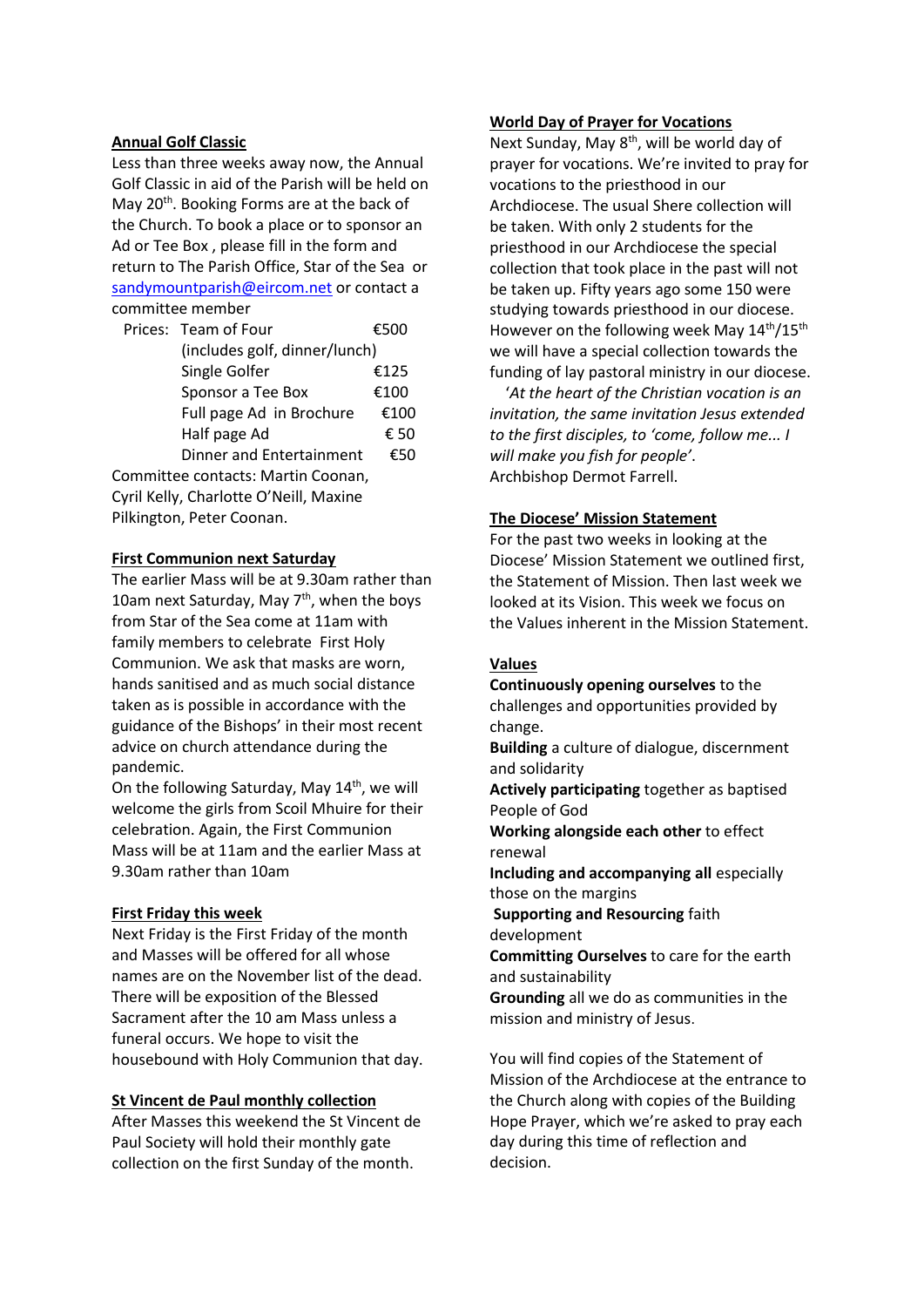**Annual Golf Classic**

Less than three weeks away now, the Annual Golf Classic in aid of the Parish will be held on May 20th. Booking Forms are at the back of the Church. To book a place or to sponsor an Ad or Tee Box , please fill in the form and return to The Parish Office, Star of the Sea or sandymountparish@eircom.net or contact a committee member

| | | |
|---|---|---|
| Prices: | Team of Four (includes golf, dinner/lunch) | €500 |
| | Single Golfer | €125 |
| | Sponsor a Tee Box | €100 |
| | Full page Ad in Brochure | €100 |
| | Half page Ad | € 50 |
| | Dinner and Entertainment | €50 |

Committee contacts: Martin Coonan, Cyril Kelly, Charlotte O'Neill, Maxine Pilkington, Peter Coonan.

**First Communion next Saturday**

The earlier Mass will be at 9.30am rather than 10am next Saturday, May 7th, when the boys from Star of the Sea come at 11am with family members to celebrate Holy Communion. We ask that masks are worn, hands sanitised and as much social distance taken as is possible in accordance with the guidance of the Bishops' in their most recent advice on church attendance during the pandemic.

On the following Saturday, May 14th, we will welcome the girls from Scoil Mhuire for their celebration. Again, the First Communion Mass will be at 11am and the earlier Mass at 9.30am rather than 10am

**First Friday this week**

Next Friday is the First Friday of the month and Masses will be offered for all whose names are on the November list of the dead. There will be exposition of the Blessed Sacrament after the 10 am Mass unless a funeral occurs. We hope to visit the housebound with Holy Communion that day.

**St Vincent de Paul monthly collection**

After Masses this weekend the St Vincent de Paul Society will hold their monthly gate collection on the first Sunday of the month.

**World Day of Prayer for Vocations**

Next Sunday, May 8th, will be world day of prayer for vocations. We're invited to pray for vocations to the priesthood in our Archdiocese. The usual Shere collection will be taken. With only 2 students for the priesthood in our Archdiocese the special collection that took place in the past will not be taken up. Fifty years ago some 150 were studying towards priesthood in our diocese. However on the following week May 14th/15th we will have a special collection towards the funding of lay pastoral ministry in our diocese.

'*At the heart of the Christian vocation is an invitation, the same invitation Jesus extended to the first disciples, to 'come, follow me... I will make you fish for people'*.
Archbishop Dermot Farrell.

**The Diocese' Mission Statement**

For the past two weeks in looking at the Diocese' Mission Statement we outlined first, the Statement of Mission. Then last week we looked at its Vision. This week we focus on the Values inherent in the Mission Statement.

**Values**

**Continuously opening ourselves** to the challenges and opportunities provided by change.
**Building** a culture of dialogue, discernment and solidarity
**Actively participating** together as baptised People of God
**Working alongside each other** to effect renewal
**Including and accompanying all** especially those on the margins
**Supporting and Resourcing** faith development
**Committing Ourselves** to care for the earth and sustainability
**Grounding** all we do as communities in the mission and ministry of Jesus.

You will find copies of the Statement of Mission of the Archdiocese at the entrance to the Church along with copies of the Building Hope Prayer, which we're asked to pray each day during this time of reflection and decision.